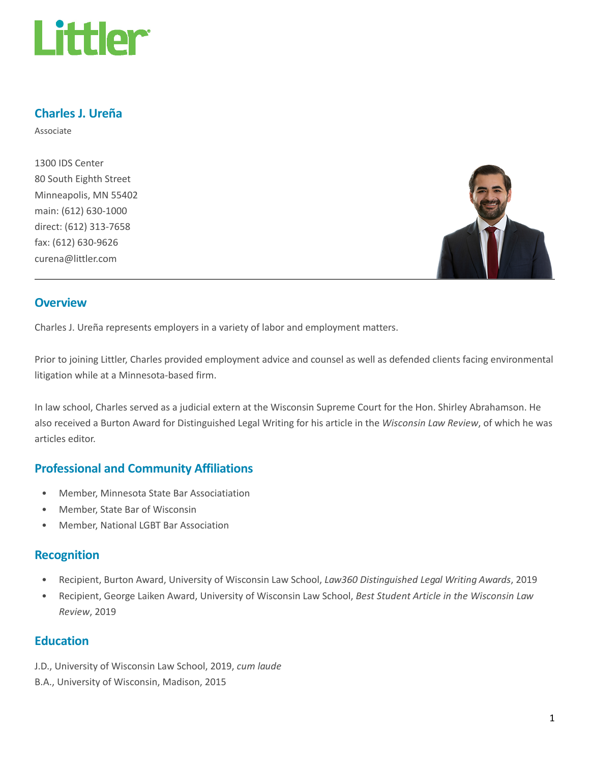# Charles J. Ureña

Associate

1300 IDS Center
80 South Eighth Street
Minneapolis, MN 55402
main: (612) 630-1000
direct: (612) 313-7658
fax: (612) 630-9626
curena@littler.com

## Overview

Charles J. Ureña represents employers in a variety of labor and employment matters.

Prior to joining Littler, Charles provided employment advice and counsel as well as defended clients facing environmental litigation while at a Minnesota-based firm.

In law school, Charles served as a judicial extern at the Wisconsin Supreme Court for the Hon. Shirley Abrahamson. He also received a Burton Award for Distinguished Legal Writing for his article in the *Wisconsin Law Review*, of which he was articles editor.

## Professional and Community Affiliations

- Member, Minnesota State Bar Associatiation
- Member, State Bar of Wisconsin
- Member, National LGBT Bar Association

## Recognition

- Recipient, Burton Award, University of Wisconsin Law School, *Law360 Distinguished Legal Writing Awards*, 2019
- Recipient, George Laiken Award, University of Wisconsin Law School, *Best Student Article in the Wisconsin Law Review*, 2019

## Education

J.D., University of Wisconsin Law School, 2019, *cum laude*
B.A., University of Wisconsin, Madison, 2015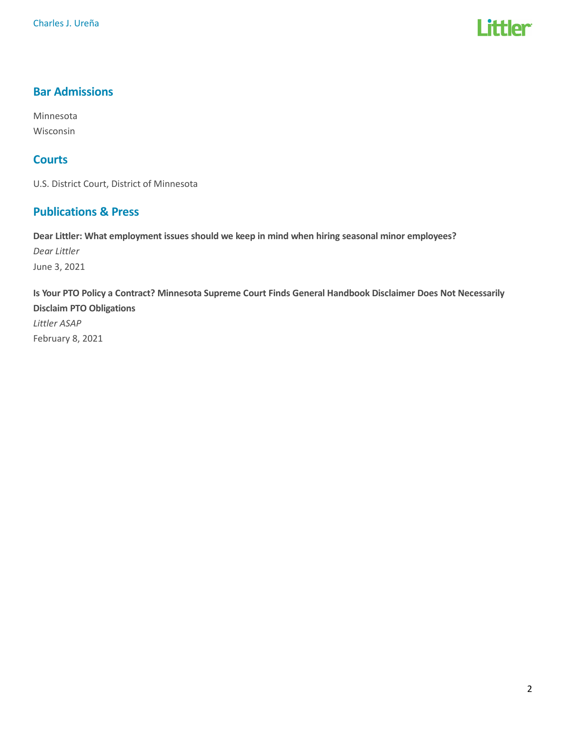## Bar Admissions

Minnesota
Wisconsin

## Courts

U.S. District Court, District of Minnesota

## Publications & Press

**Dear Littler: What employment issues should we keep in mind when hiring seasonal minor employees?**
*Dear Littler*
June 3, 2021

**Is Your PTO Policy a Contract? Minnesota Supreme Court Finds General Handbook Disclaimer Does Not Necessarily Disclaim PTO Obligations**
*Littler ASAP*
February 8, 2021